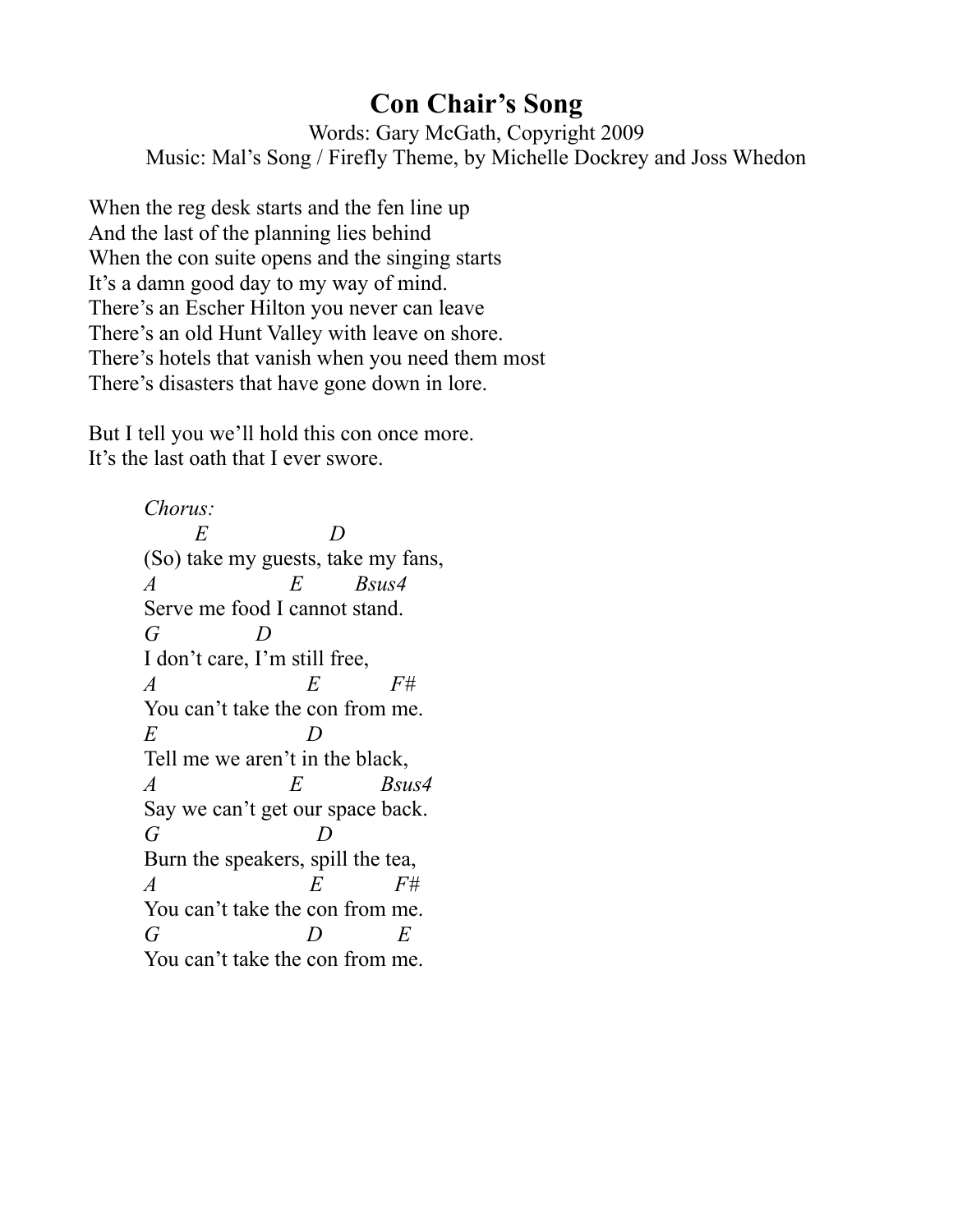# Con Chair's Song

Words: Gary McGath, Copyright 2009
Music: Mal's Song / Firefly Theme, by Michelle Dockrey and Joss Whedon

When the reg desk starts and the fen line up
And the last of the planning lies behind
When the con suite opens and the singing starts
It's a damn good day to my way of mind.
There's an Escher Hilton you never can leave
There's an old Hunt Valley with leave on shore.
There's hotels that vanish when you need them most
There's disasters that have gone down in lore.

But I tell you we'll hold this con once more.
It's the last oath that I ever swore.

*Chorus:*

```
       E              D
(So) take my guests, take my fans,
A                E        Bsus4
Serve me food I cannot stand.
G          D
I don't care, I'm still free,
A                  E         F#
You can't take the con from me.
E                  D
Tell me we aren't in the black,
A                E           Bsus4
Say we can't get our space back.
G                  D
Burn the speakers, spill the tea,
A                   E         F#
You can't take the con from me.
G                  D          E
You can't take the con from me.
```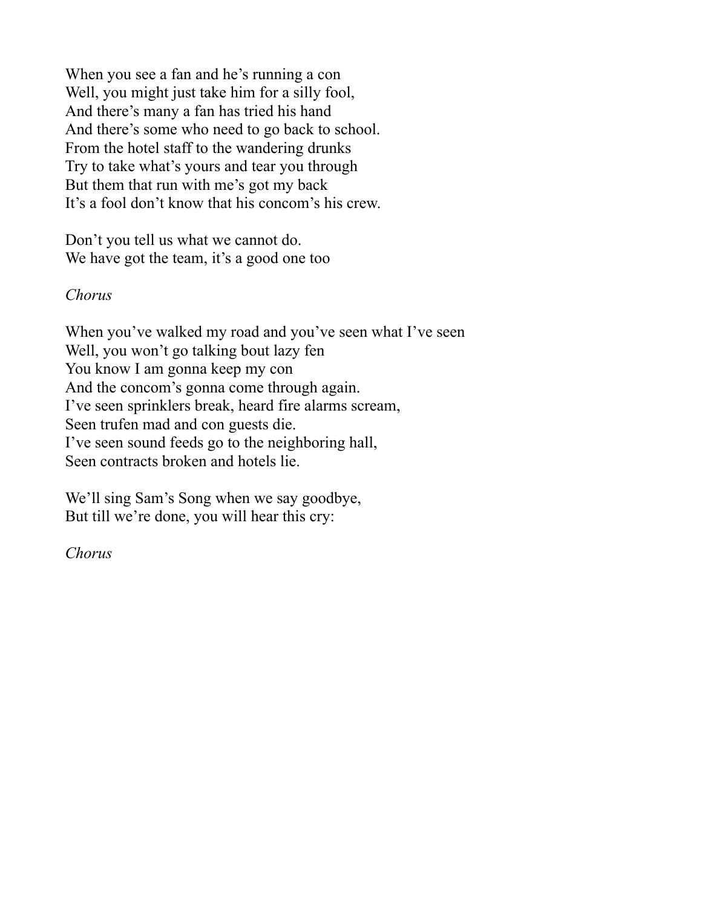When you see a fan and he's running a con  
Well, you might just take him for a silly fool,  
And there's many a fan has tried his hand  
And there's some who need to go back to school.  
From the hotel staff to the wandering drunks  
Try to take what's yours and tear you through  
But them that run with me's got my back  
It's a fool don't know that his concom's his crew.

Don't you tell us what we cannot do.  
We have got the team, it's a good one too

*Chorus*

When you've walked my road and you've seen what I've seen  
Well, you won't go talking bout lazy fen  
You know I am gonna keep my con  
And the concom's gonna come through again.  
I've seen sprinklers break, heard fire alarms scream,  
Seen trufen mad and con guests die.  
I've seen sound feeds go to the neighboring hall,  
Seen contracts broken and hotels lie.

We'll sing Sam's Song when we say goodbye,  
But till we're done, you will hear this cry:

*Chorus*